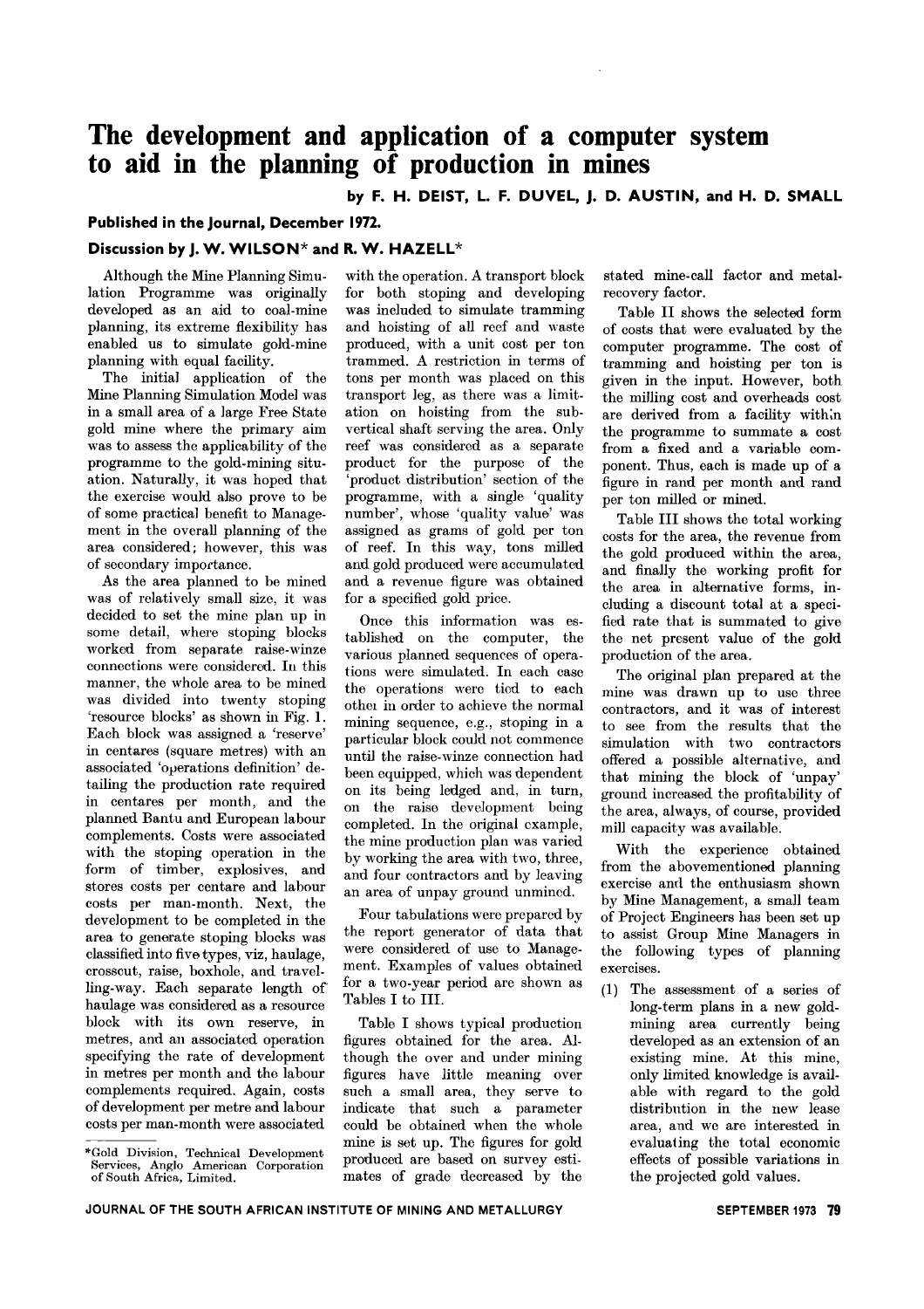# The development and application of a computer system to aid in the planning of production in mines

**by F. H. DEIST, L. F. DUVEL, J. D. AUSTIN, and H. D. SMALL**

**Published in the Journal, December 1972.**

**Discussion by J. W. WILSON\* and R. W. HAZELL\***

Although the Mine Planning Simulation Programme was originally developed as an aid to coal-mine planning, its extreme flexibility has enabled us to simulate gold-mine planning with equal facility.

The initial application of the Mine Planning Simulation Model was in a small area of a large Free State gold mine where the primary aim was to assess the applicability of the programme to the gold-mining situation. Naturally, it was hoped that the exercise would also prove to be of some practical benefit to Management in the overall planning of the area considered; however, this was of secondary importance.

As the area planned to be mined was of relatively small size, it was decided to set the mine plan up in some detail, where stoping blocks worked from separate raise-winze connections were considered. In this manner, the whole area to be mined was divided into twenty stoping 'resource blocks' as shown in Fig. 1. Each block was assigned a 'reserve' in centares (square metres) with an associated 'operations definition' detailing the production rate required in centares per month, and the planned Bantu and European labour complements. Costs were associated with the stoping operation in the form of timber, explosives, and stores costs per centare and labour costs per man-month. Next, the development to be completed in the area to generate stoping blocks was classified into five types, viz, haulage, crosscut, raise, boxhole, and travelling-way. Each separate length of haulage was considered as a resource block with its own reserve, in metres, and an associated operation specifying the rate of development in metres per month and the labour complements required. Again, costs of development per metre and labour costs per man-month were associated with the operation. A transport block for both stoping and developing was included to simulate tramming and hoisting of all reef and waste produced, with a unit cost per ton trammed. A restriction in terms of tons per month was placed on this transport leg, as there was a limitation on hoisting from the sub-vertical shaft serving the area. Only reef was considered as a separate product for the purpose of the 'product distribution' section of the programme, with a single 'quality number', whose 'quality value' was assigned as grams of gold per ton of reef. In this way, tons milled and gold produced were accumulated and a revenue figure was obtained for a specified gold price.

Once this information was established on the computer, the various planned sequences of operations were simulated. In each case the operations were tied to each other in order to achieve the normal mining sequence, e.g., stoping in a particular block could not commence until the raise-winze connection had been equipped, which was dependent on its being ledged and, in turn, on the raise development being completed. In the original example, the mine production plan was varied by working the area with two, three, and four contractors and by leaving an area of unpay ground unmined.

Four tabulations were prepared by the report generator of data that were considered of use to Management. Examples of values obtained for a two-year period are shown as Tables I to III.

Table I shows typical production figures obtained for the area. Although the over and under mining figures have little meaning over such a small area, they serve to indicate that such a parameter could be obtained when the whole mine is set up. The figures for gold produced are based on survey estimates of grade decreased by the stated mine-call factor and metal-recovery factor.

Table II shows the selected form of costs that were evaluated by the computer programme. The cost of tramming and hoisting per ton is given in the input. However, both the milling cost and overheads cost are derived from a facility within the programme to summate a cost from a fixed and a variable component. Thus, each is made up of a figure in rand per month and rand per ton milled or mined.

Table III shows the total working costs for the area, the revenue from the gold produced within the area, and finally the working profit for the area in alternative forms, including a discount total at a specified rate that is summated to give the net present value of the gold production of the area.

The original plan prepared at the mine was drawn up to use three contractors, and it was of interest to see from the results that the simulation with two contractors offered a possible alternative, and that mining the block of 'unpay' ground increased the profitability of the area, always, of course, provided mill capacity was available.

With the experience obtained from the abovementioned planning exercise and the enthusiasm shown by Mine Management, a small team of Project Engineers has been set up to assist Group Mine Managers in the following types of planning exercises.

(1) The assessment of a series of long-term plans in a new gold-mining area currently being developed as an extension of an existing mine. At this mine, only limited knowledge is available with regard to the gold distribution in the new lease area, and we are interested in evaluating the total economic effects of possible variations in the projected gold values.

\*Gold Division, Technical Development Services, Anglo American Corporation of South Africa, Limited.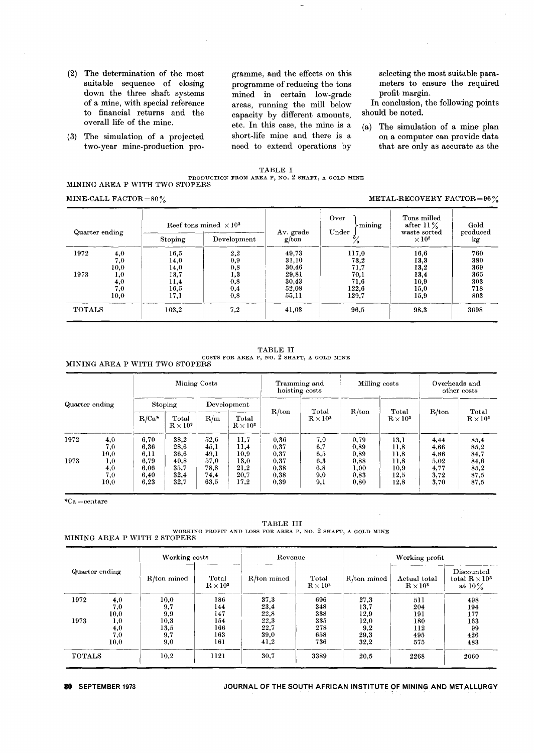(2) The determination of the most suitable sequence of closing down the three shaft systems of a mine, with special reference to financial returns and the overall life of the mine.

(3) The simulation of a projected two-year mine-production programme, and the effects on this programme of reducing the tons mined in certain low-grade areas, running the mill below capacity by different amounts, etc. In this case, the mine is a short-life mine and there is a need to extend operations by selecting the most suitable parameters to ensure the required profit margin.

In conclusion, the following points should be noted.

(a) The simulation of a mine plan on a computer can provide data that are only as accurate as the

TABLE I

PRODUCTION FROM AREA P, NO. 2 SHAFT, A GOLD MINE

MINING AREA P WITH TWO STOPERS

MINE-CALL FACTOR = 80 %

METAL-RECOVERY FACTOR = 96 %

| Quarter ending | | Reef tons mined × $10^3$ | | Av. grade g/ton | Over / Under mining % | Tons milled after 11 % waste sorted × $10^3$ | Gold produced kg |
|---|---|---|---|---|---|---|---|
| | | Stoping | Development | | | | |
| 1972 | 4,0 | 16,5 | 2,2 | 49,73 | 117,0 | 16,6 | 760 |
| | 7,0 | 14,0 | 0,9 | 31,10 | 73,2 | 13,3 | 380 |
| | 10,0 | 14,0 | 0,8 | 30,46 | 71,7 | 13,2 | 369 |
| 1973 | 1,0 | 13,7 | 1,3 | 29,81 | 70,1 | 13,4 | 365 |
| | 4,0 | 11,4 | 0,8 | 30,43 | 71,6 | 10,9 | 303 |
| | 7,0 | 16,5 | 0,4 | 52,08 | 122,6 | 15,0 | 718 |
| | 10,0 | 17,1 | 0,8 | 55,11 | 129,7 | 15,9 | 803 |
| TOTALS | | 103,2 | 7,2 | 41,03 | 96,5 | 98,3 | 3698 |

TABLE II

COSTS FOR AREA P, NO. 2 SHAFT, A GOLD MINE

MINING AREA P WITH TWO STOPERS

| Quarter ending | | Mining Costs | | | | Tramming and hoisting costs | | Milling costs | | Overheads and other costs | |
|---|---|---|---|---|---|---|---|---|---|---|---|
| | | Stoping | | Development | | | | | | | |
| | | R/Ca* | Total R × $10^3$ | R/m | Total R × $10^3$ | R/ton | Total R × $10^3$ | R/ton | Total R × $10^3$ | R/ton | Total R × $10^3$ |
| 1972 | 4,0 | 6,70 | 38,2 | 52,6 | 11,7 | 0,36 | 7,0 | 0,79 | 13,1 | 4,44 | 85,4 |
| | 7,0 | 6,36 | 28,6 | 45,1 | 11,4 | 0,37 | 6,7 | 0,89 | 11,8 | 4,66 | 85,2 |
| | 10,0 | 6,11 | 36,6 | 49,1 | 10,9 | 0,37 | 6,5 | 0,89 | 11,8 | 4,86 | 84,7 |
| 1973 | 1,0 | 6,79 | 40,8 | 57,0 | 13,0 | 0,37 | 6,3 | 0,88 | 11,8 | 5,02 | 84,6 |
| | 4,0 | 6,06 | 35,7 | 78,8 | 21,2 | 0,38 | 6,8 | 1,00 | 10,9 | 4,77 | 85,2 |
| | 7,0 | 6,40 | 32,4 | 74,4 | 20,7 | 0,38 | 9,0 | 0,83 | 12,5 | 3,72 | 87,5 |
| | 10,0 | 6,23 | 32,7 | 63,5 | 17,2 | 0,39 | 9,1 | 0,80 | 12,8 | 3,70 | 87,5 |

*Ca = centare

TABLE III

WORKING PROFIT AND LOSS FOR AREA P, NO. 2 SHAFT, A GOLD MINE

MINING AREA P WITH 2 STOPERS

| Quarter ending | | Working costs | | Revenue | | Working profit | | |
|---|---|---|---|---|---|---|---|---|
| | | R/ton mined | Total R × $10^3$ | R/ton mined | Total R × $10^3$ | R/ton mined | Actual total R × $10^3$ | Discounted total R × $10^3$ at 10 % |
| 1972 | 4,0 | 10,0 | 186 | 37,3 | 696 | 27,3 | 511 | 498 |
| | 7,0 | 9,7 | 144 | 23,4 | 348 | 13,7 | 204 | 194 |
| | 10,0 | 9,9 | 147 | 22,8 | 338 | 12,9 | 191 | 177 |
| 1973 | 1,0 | 10,3 | 154 | 22,3 | 335 | 12,0 | 180 | 163 |
| | 4,0 | 13,5 | 166 | 22,7 | 278 | 9,2 | 112 | 99 |
| | 7,0 | 9,7 | 163 | 39,0 | 658 | 29,3 | 495 | 426 |
| | 10,0 | 9,0 | 161 | 41,2 | 736 | 32,2 | 575 | 483 |
| TOTALS | | 10,2 | 1121 | 30,7 | 3389 | 20,5 | 2268 | 2060 |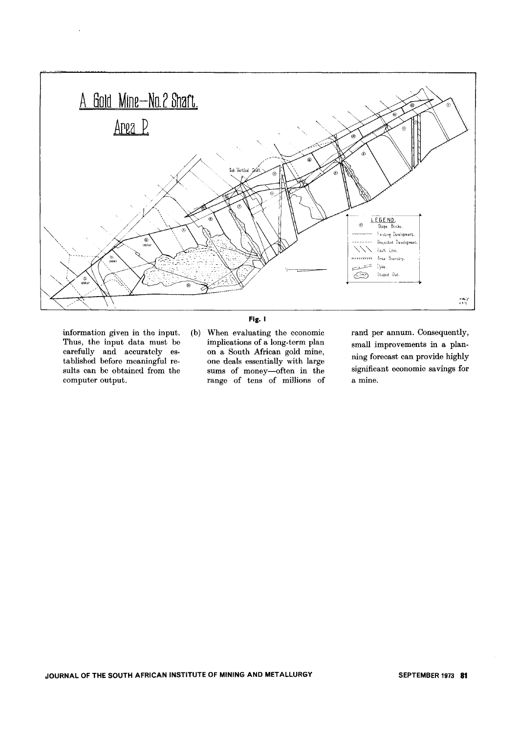A Gold Mine—No. 2 Shaft.

Area P.

Sub Vertical Shaft.

UNPAY

UNPAY

UNPAY

LEGEND.

Stope Blocks.

Existing Development.

Projected Development.

Fault Loss.

Area Boundary.

Dyke.

Stoped Out.

Fig. 1

information given in the input. Thus, the input data must be carefully and accurately established before meaningful results can be obtained from the computer output.

(b) When evaluating the economic implications of a long-term plan on a South African gold mine, one deals essentially with large sums of money—often in the range of tens of millions of rand per annum. Consequently, small improvements in a planning forecast can provide highly significant economic savings for a mine.